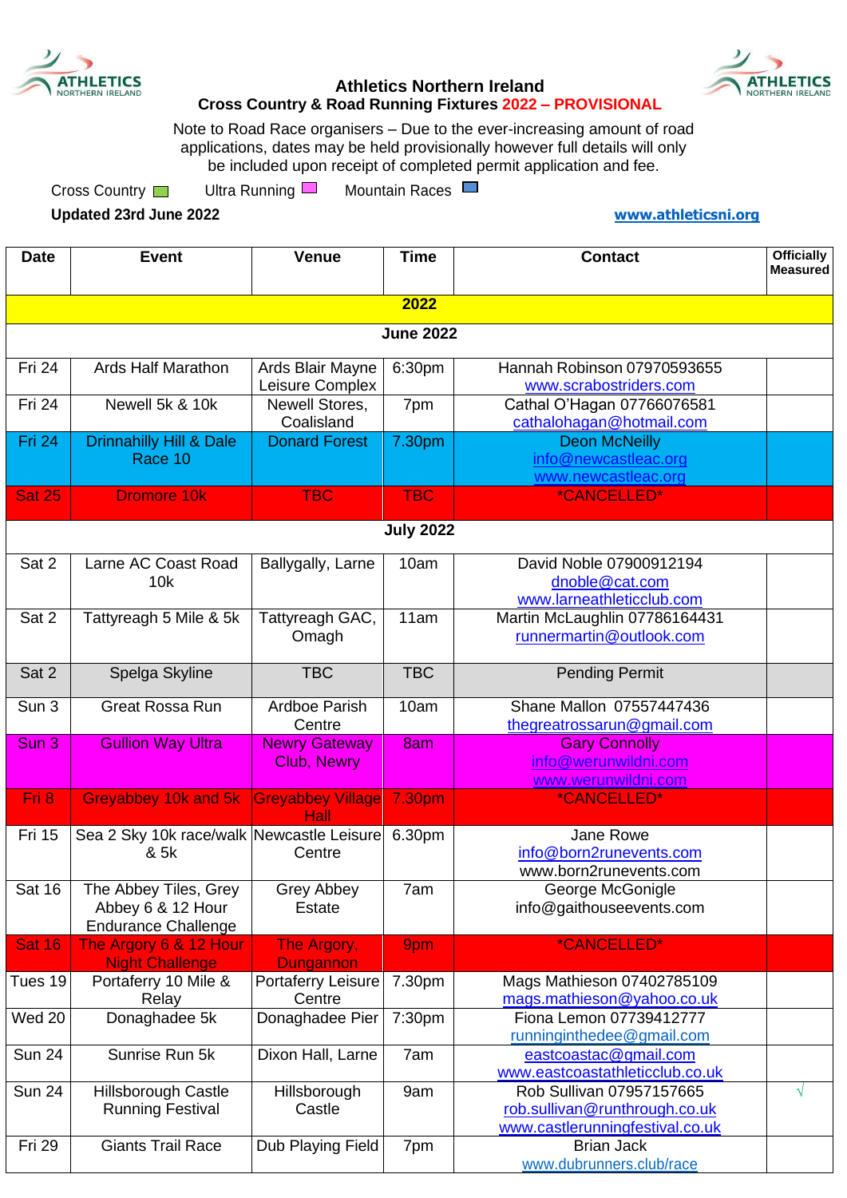# Athletics Northern Ireland

## Cross Country & Road Running Fixtures 2022 – PROVISIONAL

Note to Road Race organisers – Due to the ever-increasing amount of road applications, dates may be held provisionally however full details will only be included upon receipt of completed permit application and fee.

Cross Country | Ultra Running | Mountain Races

**Updated 23rd June 2022**

www.athleticsni.org

| Date | Event | Venue | Time | Contact | Officially Measured |
|---|---|---|---|---|---|
| | | | **2022** | | |
| | | | **June 2022** | | |
| Fri 24 | Ards Half Marathon | Ards Blair Mayne Leisure Complex | 6:30pm | Hannah Robinson 07970593655 www.scrabostriders.com | |
| Fri 24 | Newell 5k & 10k | Newell Stores, Coalisland | 7pm | Cathal O'Hagan 07766076581 cathalohagan@hotmail.com | |
| Fri 24 | Drinnahilly Hill & Dale Race 10 | Donard Forest | 7.30pm | Deon McNeilly info@newcastleac.org www.newcastleac.org | |
| Sat 25 | Dromore 10k | TBC | TBC | *CANCELLED* | |
| | | | **July 2022** | | |
| Sat 2 | Larne AC Coast Road 10k | Ballygally, Larne | 10am | David Noble 07900912194 dnoble@cat.com www.larneathleticclub.com | |
| Sat 2 | Tattyreagh 5 Mile & 5k | Tattyreagh GAC, Omagh | 11am | Martin McLaughlin 07786164431 runnermartin@outlook.com | |
| Sat 2 | Spelga Skyline | TBC | TBC | Pending Permit | |
| Sun 3 | Great Rossa Run | Ardboe Parish Centre | 10am | Shane Mallon 07557447436 thegreatrossarun@gmail.com | |
| Sun 3 | Gullion Way Ultra | Newry Gateway Club, Newry | 8am | Gary Connolly info@werunwildni.com www.werunwildni.com | |
| Fri 8 | Greyabbey 10k and 5k | Greyabbey Village Hall | 7.30pm | *CANCELLED* | |
| Fri 15 | Sea 2 Sky 10k race/walk & 5k | Newcastle Leisure Centre | 6.30pm | Jane Rowe info@born2runevents.com www.born2runevents.com | |
| Sat 16 | The Abbey Tiles, Grey Abbey 6 & 12 Hour Endurance Challenge | Grey Abbey Estate | 7am | George McGonigle info@gaithouseevents.com | |
| Sat 16 | The Argory 6 & 12 Hour Night Challenge | The Argory, Dungannon | 9pm | *CANCELLED* | |
| Tues 19 | Portaferry 10 Mile & Relay | Portaferry Leisure Centre | 7.30pm | Mags Mathieson 07402785109 mags.mathieson@yahoo.co.uk | |
| Wed 20 | Donaghadee 5k | Donaghadee Pier | 7:30pm | Fiona Lemon 07739412777 runninginthedee@gmail.com | |
| Sun 24 | Sunrise Run 5k | Dixon Hall, Larne | 7am | eastcoastac@gmail.com www.eastcoastathleticclub.co.uk | |
| Sun 24 | Hillsborough Castle Running Festival | Hillsborough Castle | 9am | Rob Sullivan 07957157665 rob.sullivan@runthrough.co.uk www.castlerunningfestival.co.uk | √ |
| Fri 29 | Giants Trail Race | Dub Playing Field | 7pm | Brian Jack www.dubrunners.club/race | |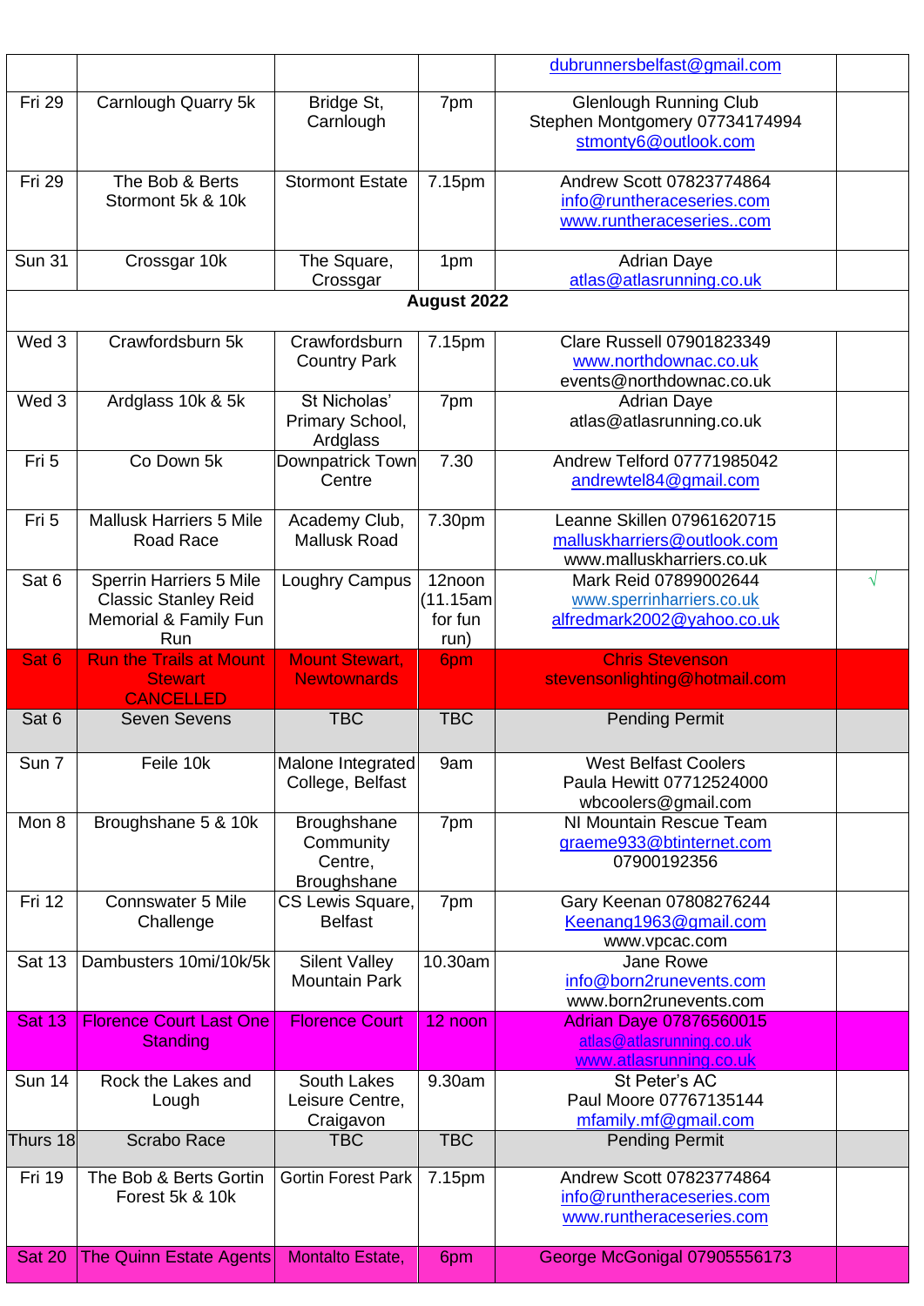| | | | | | |
|---|---|---|---|---|---|
| | | | | dubrunnersbelfast@gmail.com | |
| Fri 29 | Carnlough Quarry 5k | Bridge St, Carnlough | 7pm | Glenlough Running Club Stephen Montgomery 07734174994 stmonty6@outlook.com | |
| Fri 29 | The Bob & Berts Stormont 5k & 10k | Stormont Estate | 7.15pm | Andrew Scott 07823774864 info@runtheraceseries.com www.runtheraceseries..com | |
| Sun 31 | Crossgar 10k | The Square, Crossgar | 1pm | Adrian Daye atlas@atlasrunning.co.uk | |
| **August 2022** | | | | | |
| Wed 3 | Crawfordsburn 5k | Crawfordsburn Country Park | 7.15pm | Clare Russell 07901823349 www.northdownac.co.uk events@northdownac.co.uk | |
| Wed 3 | Ardglass 10k & 5k | St Nicholas' Primary School, Ardglass | 7pm | Adrian Daye atlas@atlasrunning.co.uk | |
| Fri 5 | Co Down 5k | Downpatrick Town Centre | 7.30 | Andrew Telford 07771985042 andrewtel84@gmail.com | |
| Fri 5 | Mallusk Harriers 5 Mile Road Race | Academy Club, Mallusk Road | 7.30pm | Leanne Skillen 07961620715 malluskharriers@outlook.com www.malluskharriers.co.uk | |
| Sat 6 | Sperrin Harriers 5 Mile Classic Stanley Reid Memorial & Family Fun Run | Loughry Campus | 12noon (11.15am for fun run) | Mark Reid 07899002644 www.sperrinharriers.co.uk alfredmark2002@yahoo.co.uk | √ |
| Sat 6 | Run the Trails at Mount Stewart CANCELLED | Mount Stewart, Newtownards | 6pm | Chris Stevenson stevensonlighting@hotmail.com | |
| Sat 6 | Seven Sevens | TBC | TBC | Pending Permit | |
| Sun 7 | Feile 10k | Malone Integrated College, Belfast | 9am | West Belfast Coolers Paula Hewitt 07712524000 wbcoolers@gmail.com | |
| Mon 8 | Broughshane 5 & 10k | Broughshane Community Centre, Broughshane | 7pm | NI Mountain Rescue Team graeme933@btinternet.com 07900192356 | |
| Fri 12 | Connswater 5 Mile Challenge | CS Lewis Square, Belfast | 7pm | Gary Keenan 07808276244 Keenang1963@gmail.com www.vpcac.com | |
| Sat 13 | Dambusters 10mi/10k/5k | Silent Valley Mountain Park | 10.30am | Jane Rowe info@born2runevents.com www.born2runevents.com | |
| Sat 13 | Florence Court Last One Standing | Florence Court | 12 noon | Adrian Daye 07876560015 atlas@atlasrunning.co.uk www.atlasrunning.co.uk | |
| Sun 14 | Rock the Lakes and Lough | South Lakes Leisure Centre, Craigavon | 9.30am | St Peter's AC Paul Moore 07767135144 mfamily.mf@gmail.com | |
| Thurs 18 | Scrabo Race | TBC | TBC | Pending Permit | |
| Fri 19 | The Bob & Berts Gortin Forest 5k & 10k | Gortin Forest Park | 7.15pm | Andrew Scott 07823774864 info@runtheraceseries.com www.runtheraceseries.com | |
| Sat 20 | The Quinn Estate Agents | Montalto Estate, | 6pm | George McGonigal 07905556173 | |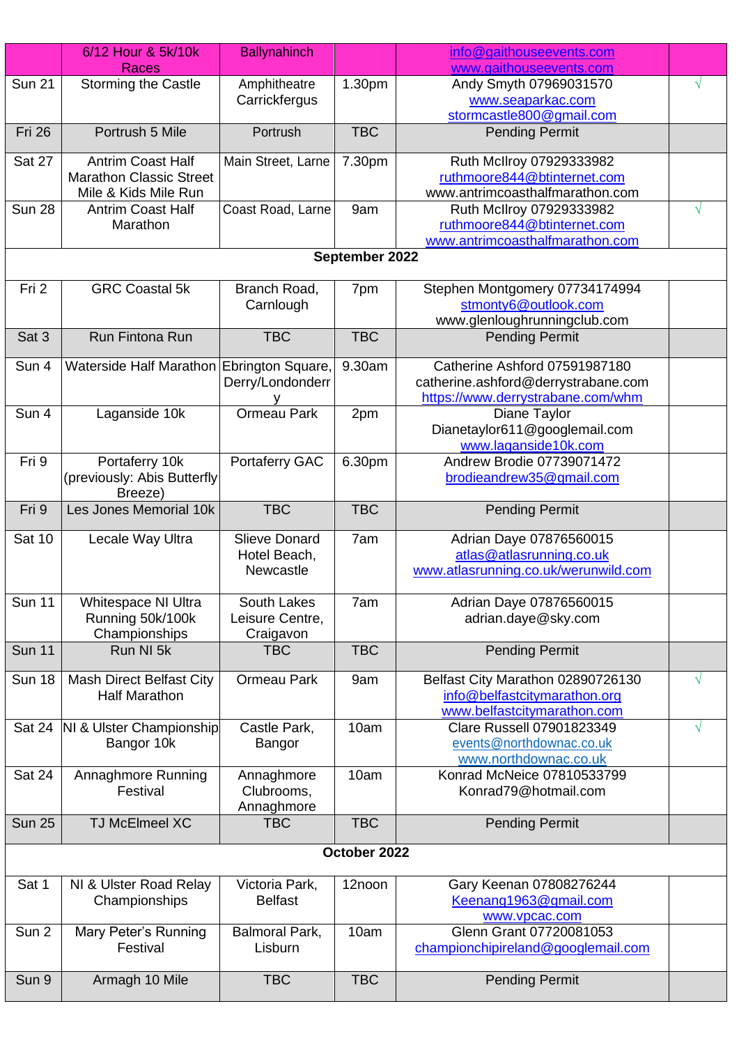|  | 6/12 Hour & 5k/10k Races | Ballynahinch |  | info@gaithouseevents.com www.gaithouseevents.com |  |
|---|---|---|---|---|---|
| Sun 21 | Storming the Castle | Amphitheatre Carrickfergus | 1.30pm | Andy Smyth 07969031570 www.seaparkac.com stormcastle800@gmail.com | √ |
| Fri 26 | Portrush 5 Mile | Portrush | TBC | Pending Permit |  |
| Sat 27 | Antrim Coast Half Marathon Classic Street Mile & Kids Mile Run | Main Street, Larne | 7.30pm | Ruth McIlroy 07929333982 ruthmoore844@btinternet.com www.antrimcoasthalfmarathon.com |  |
| Sun 28 | Antrim Coast Half Marathon | Coast Road, Larne | 9am | Ruth McIlroy 07929333982 ruthmoore844@btinternet.com www.antrimcoasthalfmarathon.com | √ |
| **September 2022** |  |  |  |  |  |
| Fri 2 | GRC Coastal 5k | Branch Road, Carnlough | 7pm | Stephen Montgomery 07734174994 stmonty6@outlook.com www.glenloughrunningclub.com |  |
| Sat 3 | Run Fintona Run | TBC | TBC | Pending Permit |  |
| Sun 4 | Waterside Half Marathon | Ebrington Square, Derry/Londonderry | 9.30am | Catherine Ashford 07591987180 catherine.ashford@derrystrabane.com https://www.derrystrabane.com/whm |  |
| Sun 4 | Laganside 10k | Ormeau Park | 2pm | Diane Taylor Dianetaylor611@googlemail.com www.laganside10k.com |  |
| Fri 9 | Portaferry 10k (previously: Abis Butterfly Breeze) | Portaferry GAC | 6.30pm | Andrew Brodie 07739071472 brodieandrew35@gmail.com |  |
| Fri 9 | Les Jones Memorial 10k | TBC | TBC | Pending Permit |  |
| Sat 10 | Lecale Way Ultra | Slieve Donard Hotel Beach, Newcastle | 7am | Adrian Daye 07876560015 atlas@atlasrunning.co.uk www.atlasrunning.co.uk/werunwild.com |  |
| Sun 11 | Whitespace NI Ultra Running 50k/100k Championships | South Lakes Leisure Centre, Craigavon | 7am | Adrian Daye 07876560015 adrian.daye@sky.com |  |
| Sun 11 | Run NI 5k | TBC | TBC | Pending Permit |  |
| Sun 18 | Mash Direct Belfast City Half Marathon | Ormeau Park | 9am | Belfast City Marathon 02890726130 info@belfastcitymarathon.org www.belfastcitymarathon.com | √ |
| Sat 24 | NI & Ulster Championship Bangor 10k | Castle Park, Bangor | 10am | Clare Russell 07901823349 events@northdownac.co.uk www.northdownac.co.uk | √ |
| Sat 24 | Annaghmore Running Festival | Annaghmore Clubrooms, Annaghmore | 10am | Konrad McNeice 07810533799 Konrad79@hotmail.com |  |
| Sun 25 | TJ McElmeel XC | TBC | TBC | Pending Permit |  |
| **October 2022** |  |  |  |  |  |
| Sat 1 | NI & Ulster Road Relay Championships | Victoria Park, Belfast | 12noon | Gary Keenan 07808276244 Keenang1963@gmail.com www.vpcac.com |  |
| Sun 2 | Mary Peter's Running Festival | Balmoral Park, Lisburn | 10am | Glenn Grant 07720081053 championchipireland@googlemail.com |  |
| Sun 9 | Armagh 10 Mile | TBC | TBC | Pending Permit |  |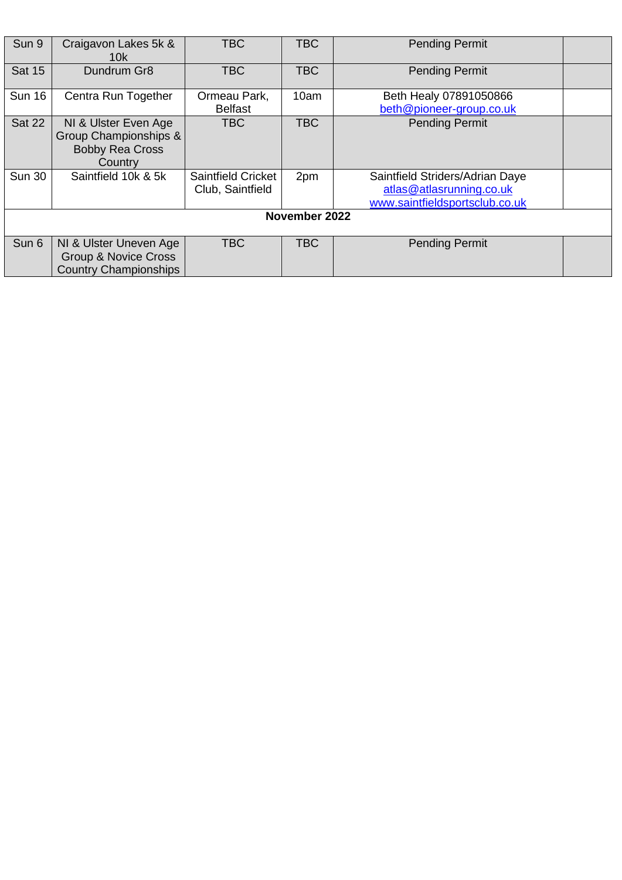| | | | | | |
|---|---|---|---|---|---|
| Sun 9 | Craigavon Lakes 5k & 10k | TBC | TBC | Pending Permit | |
| Sat 15 | Dundrum Gr8 | TBC | TBC | Pending Permit | |
| Sun 16 | Centra Run Together | Ormeau Park, Belfast | 10am | Beth Healy 07891050866 beth@pioneer-group.co.uk | |
| Sat 22 | NI & Ulster Even Age Group Championships & Bobby Rea Cross Country | TBC | TBC | Pending Permit | |
| Sun 30 | Saintfield 10k & 5k | Saintfield Cricket Club, Saintfield | 2pm | Saintfield Striders/Adrian Daye atlas@atlasrunning.co.uk www.saintfieldsportsclub.co.uk | |
| **November 2022** | | | | | |
| Sun 6 | NI & Ulster Uneven Age Group & Novice Cross Country Championships | TBC | TBC | Pending Permit | |